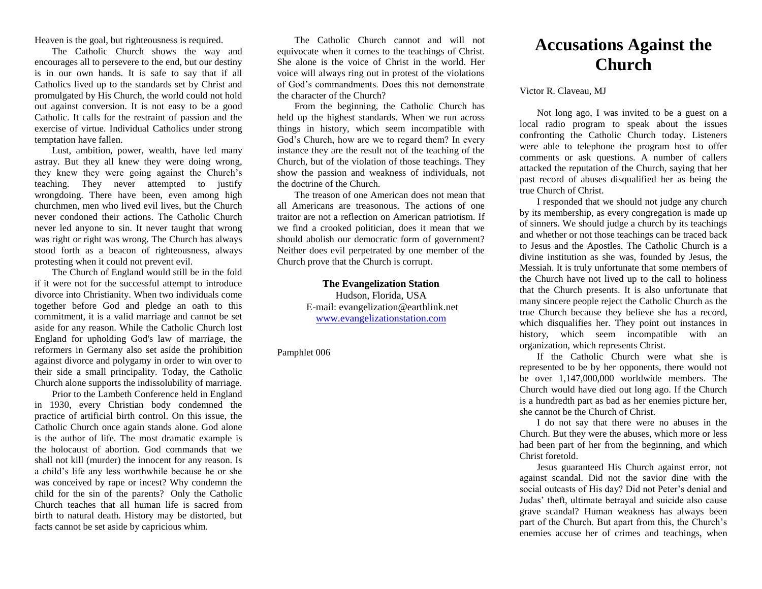Heaven is the goal, but righteousness is required.

The Catholic Church shows the way and encourages all to persevere to the end, but our destiny is in our own hands. It is safe to say that if all Catholics lived up to the standards set by Christ and promulgated by His Church, the world could not hold out against conversion. It is not easy to be a good Catholic. It calls for the restraint of passion and the exercise of virtue. Individual Catholics under strong temptation have fallen.

Lust, ambition, power, wealth, have led many astray. But they all knew they were doing wrong, they knew they were going against the Church's teaching. They never attempted to justify wrongdoing. There have been, even among high churchmen, men who lived evil lives, but the Church never condoned their actions. The Catholic Church never led anyone to sin. It never taught that wrong was right or right was wrong. The Church has always stood forth as a beacon of righteousness, always protesting when it could not prevent evil.

The Church of England would still be in the fold if it were not for the successful attempt to introduce divorce into Christianity. When two individuals come together before God and pledge an oath to this commitment, it is a valid marriage and cannot be set aside for any reason. While the Catholic Church lost England for upholding God's law of marriage, the reformers in Germany also set aside the prohibition against divorce and polygamy in order to win over to their side a small principality. Today, the Catholic Church alone supports the indissolubility of marriage.

Prior to the Lambeth Conference held in England in 1930, every Christian body condemned the practice of artificial birth control. On this issue, the Catholic Church once again stands alone. God alone is the author of life. The most dramatic example is the holocaust of abortion. God commands that we shall not kill (murder) the innocent for any reason. Is a child's life any less worthwhile because he or she was conceived by rape or incest? Why condemn the child for the sin of the parents? Only the Catholic Church teaches that all human life is sacred from birth to natural death. History may be distorted, but facts cannot be set aside by capricious whim.

The Catholic Church cannot and will not equivocate when it comes to the teachings of Christ. She alone is the voice of Christ in the world. Her voice will always ring out in protest of the violations of God's commandments. Does this not demonstrate the character of the Church?

From the beginning, the Catholic Church has held up the highest standards. When we run across things in history, which seem incompatible with God's Church, how are we to regard them? In every instance they are the result not of the teaching of the Church, but of the violation of those teachings. They show the passion and weakness of individuals, not the doctrine of the Church.

The treason of one American does not mean that all Americans are treasonous. The actions of one traitor are not a reflection on American patriotism. If we find a crooked politician, does it mean that we should abolish our democratic form of government? Neither does evil perpetrated by one member of the Church prove that the Church is corrupt.

**The Evangelization Station**
Hudson, Florida, USA
E-mail: evangelization@earthlink.net
www.evangelizationstation.com

Pamphlet 006

# Accusations Against the Church

Victor R. Claveau, MJ

Not long ago, I was invited to be a guest on a local radio program to speak about the issues confronting the Catholic Church today. Listeners were able to telephone the program host to offer comments or ask questions. A number of callers attacked the reputation of the Church, saying that her past record of abuses disqualified her as being the true Church of Christ.

I responded that we should not judge any church by its membership, as every congregation is made up of sinners. We should judge a church by its teachings and whether or not those teachings can be traced back to Jesus and the Apostles. The Catholic Church is a divine institution as she was, founded by Jesus, the Messiah. It is truly unfortunate that some members of the Church have not lived up to the call to holiness that the Church presents. It is also unfortunate that many sincere people reject the Catholic Church as the true Church because they believe she has a record, which disqualifies her. They point out instances in history, which seem incompatible with an organization, which represents Christ.

If the Catholic Church were what she is represented to be by her opponents, there would not be over 1,147,000,000 worldwide members. The Church would have died out long ago. If the Church is a hundredth part as bad as her enemies picture her, she cannot be the Church of Christ.

I do not say that there were no abuses in the Church. But they were the abuses, which more or less had been part of her from the beginning, and which Christ foretold.

Jesus guaranteed His Church against error, not against scandal. Did not the savior dine with the social outcasts of His day? Did not Peter's denial and Judas' theft, ultimate betrayal and suicide also cause grave scandal? Human weakness has always been part of the Church. But apart from this, the Church's enemies accuse her of crimes and teachings, when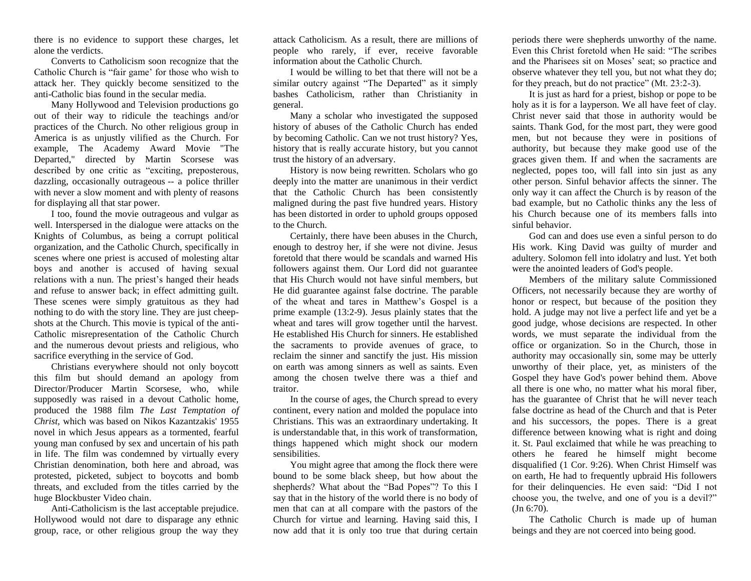there is no evidence to support these charges, let alone the verdicts.

Converts to Catholicism soon recognize that the Catholic Church is "fair game' for those who wish to attack her. They quickly become sensitized to the anti-Catholic bias found in the secular media.

Many Hollywood and Television productions go out of their way to ridicule the teachings and/or practices of the Church. No other religious group in America is as unjustly vilified as the Church. For example, The Academy Award Movie "The Departed," directed by Martin Scorsese was described by one critic as "exciting, preposterous, dazzling, occasionally outrageous -- a police thriller with never a slow moment and with plenty of reasons for displaying all that star power.

I too, found the movie outrageous and vulgar as well. Interspersed in the dialogue were attacks on the Knights of Columbus, as being a corrupt political organization, and the Catholic Church, specifically in scenes where one priest is accused of molesting altar boys and another is accused of having sexual relations with a nun. The priest's hanged their heads and refuse to answer back; in effect admitting guilt. These scenes were simply gratuitous as they had nothing to do with the story line. They are just cheep-shots at the Church. This movie is typical of the anti-Catholic misrepresentation of the Catholic Church and the numerous devout priests and religious, who sacrifice everything in the service of God.

Christians everywhere should not only boycott this film but should demand an apology from Director/Producer Martin Scorsese, who, while supposedly was raised in a devout Catholic home, produced the 1988 film *The Last Temptation of Christ*, which was based on Nikos Kazantzakis' 1955 novel in which Jesus appears as a tormented, fearful young man confused by sex and uncertain of his path in life. The film was condemned by virtually every Christian denomination, both here and abroad, was protested, picketed, subject to boycotts and bomb threats, and excluded from the titles carried by the huge Blockbuster Video chain.

Anti-Catholicism is the last acceptable prejudice. Hollywood would not dare to disparage any ethnic group, race, or other religious group the way they attack Catholicism. As a result, there are millions of people who rarely, if ever, receive favorable information about the Catholic Church.

I would be willing to bet that there will not be a similar outcry against "The Departed" as it simply bashes Catholicism, rather than Christianity in general.

Many a scholar who investigated the supposed history of abuses of the Catholic Church has ended by becoming Catholic. Can we not trust history? Yes, history that is really accurate history, but you cannot trust the history of an adversary.

History is now being rewritten. Scholars who go deeply into the matter are unanimous in their verdict that the Catholic Church has been consistently maligned during the past five hundred years. History has been distorted in order to uphold groups opposed to the Church.

Certainly, there have been abuses in the Church, enough to destroy her, if she were not divine. Jesus foretold that there would be scandals and warned His followers against them. Our Lord did not guarantee that His Church would not have sinful members, but He did guarantee against false doctrine. The parable of the wheat and tares in Matthew's Gospel is a prime example (13:2-9). Jesus plainly states that the wheat and tares will grow together until the harvest. He established His Church for sinners. He established the sacraments to provide avenues of grace, to reclaim the sinner and sanctify the just. His mission on earth was among sinners as well as saints. Even among the chosen twelve there was a thief and traitor.

In the course of ages, the Church spread to every continent, every nation and molded the populace into Christians. This was an extraordinary undertaking. It is understandable that, in this work of transformation, things happened which might shock our modern sensibilities.

You might agree that among the flock there were bound to be some black sheep, but how about the shepherds? What about the "Bad Popes"? To this I say that in the history of the world there is no body of men that can at all compare with the pastors of the Church for virtue and learning. Having said this, I now add that it is only too true that during certain periods there were shepherds unworthy of the name. Even this Christ foretold when He said: "The scribes and the Pharisees sit on Moses' seat; so practice and observe whatever they tell you, but not what they do; for they preach, but do not practice" (Mt. 23:2-3).

It is just as hard for a priest, bishop or pope to be holy as it is for a layperson. We all have feet of clay. Christ never said that those in authority would be saints. Thank God, for the most part, they were good men, but not because they were in positions of authority, but because they make good use of the graces given them. If and when the sacraments are neglected, popes too, will fall into sin just as any other person. Sinful behavior affects the sinner. The only way it can affect the Church is by reason of the bad example, but no Catholic thinks any the less of his Church because one of its members falls into sinful behavior.

God can and does use even a sinful person to do His work. King David was guilty of murder and adultery. Solomon fell into idolatry and lust. Yet both were the anointed leaders of God's people.

Members of the military salute Commissioned Officers, not necessarily because they are worthy of honor or respect, but because of the position they hold. A judge may not live a perfect life and yet be a good judge, whose decisions are respected. In other words, we must separate the individual from the office or organization. So in the Church, those in authority may occasionally sin, some may be utterly unworthy of their place, yet, as ministers of the Gospel they have God's power behind them. Above all there is one who, no matter what his moral fiber, has the guarantee of Christ that he will never teach false doctrine as head of the Church and that is Peter and his successors, the popes. There is a great difference between knowing what is right and doing it. St. Paul exclaimed that while he was preaching to others he feared he himself might become disqualified (1 Cor. 9:26). When Christ Himself was on earth, He had to frequently upbraid His followers for their delinquencies. He even said: "Did I not choose you, the twelve, and one of you is a devil?" (Jn 6:70).

The Catholic Church is made up of human beings and they are not coerced into being good.